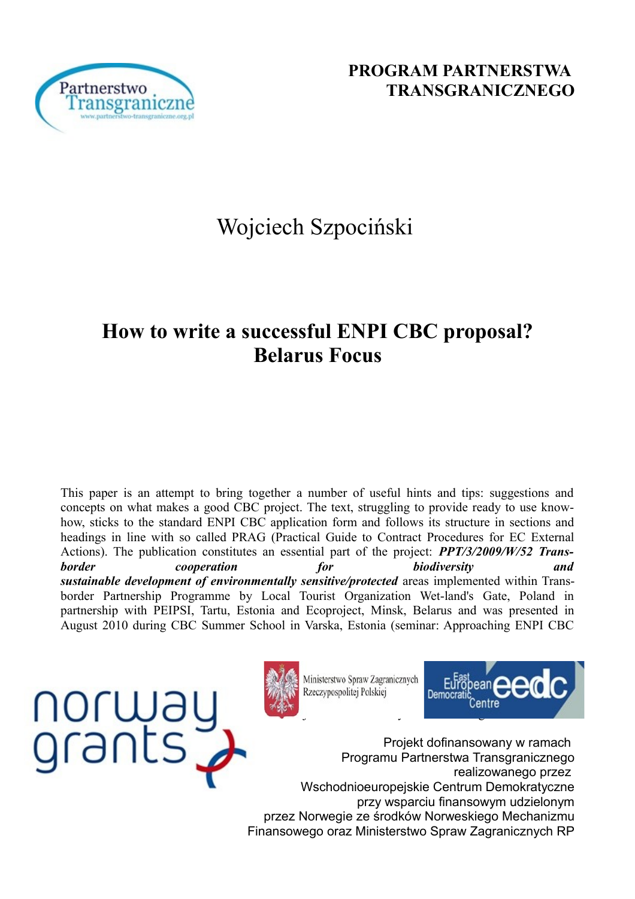**PROGRAM PARTNERSTWA TRANSGRANICZNEGO**

Wojciech Szpociński

# How to write a successful ENPI CBC proposal? Belarus Focus

This paper is an attempt to bring together a number of useful hints and tips: suggestions and concepts on what makes a good CBC project. The text, struggling to provide ready to use know-how, sticks to the standard ENPI CBC application form and follows its structure in sections and headings in line with so called PRAG (Practical Guide to Contract Procedures for EC External Actions). The publication constitutes an essential part of the project: ***PPT/3/2009/W/52 Trans-border cooperation for biodiversity and sustainable development of environmentally sensitive/protected*** areas implemented within Trans-border Partnership Programme by Local Tourist Organization Wet-land's Gate, Poland in partnership with PEIPSI, Tartu, Estonia and Ecoproject, Minsk, Belarus and was presented in August 2010 during CBC Summer School in Varska, Estonia (seminar: Approaching ENPI CBC

Ministerstwo Spraw Zagranicznych Rzeczypospolitej Polskiej

East European Democratic Centre eedc

norway grants

Projekt dofinansowany w ramach Programu Partnerstwa Transgranicznego realizowanego przez Wschodnioeuropejskie Centrum Demokratyczne przy wsparciu finansowym udzielonym przez Norwegie ze środków Norweskiego Mechanizmu Finansowego oraz Ministerstwo Spraw Zagranicznych RP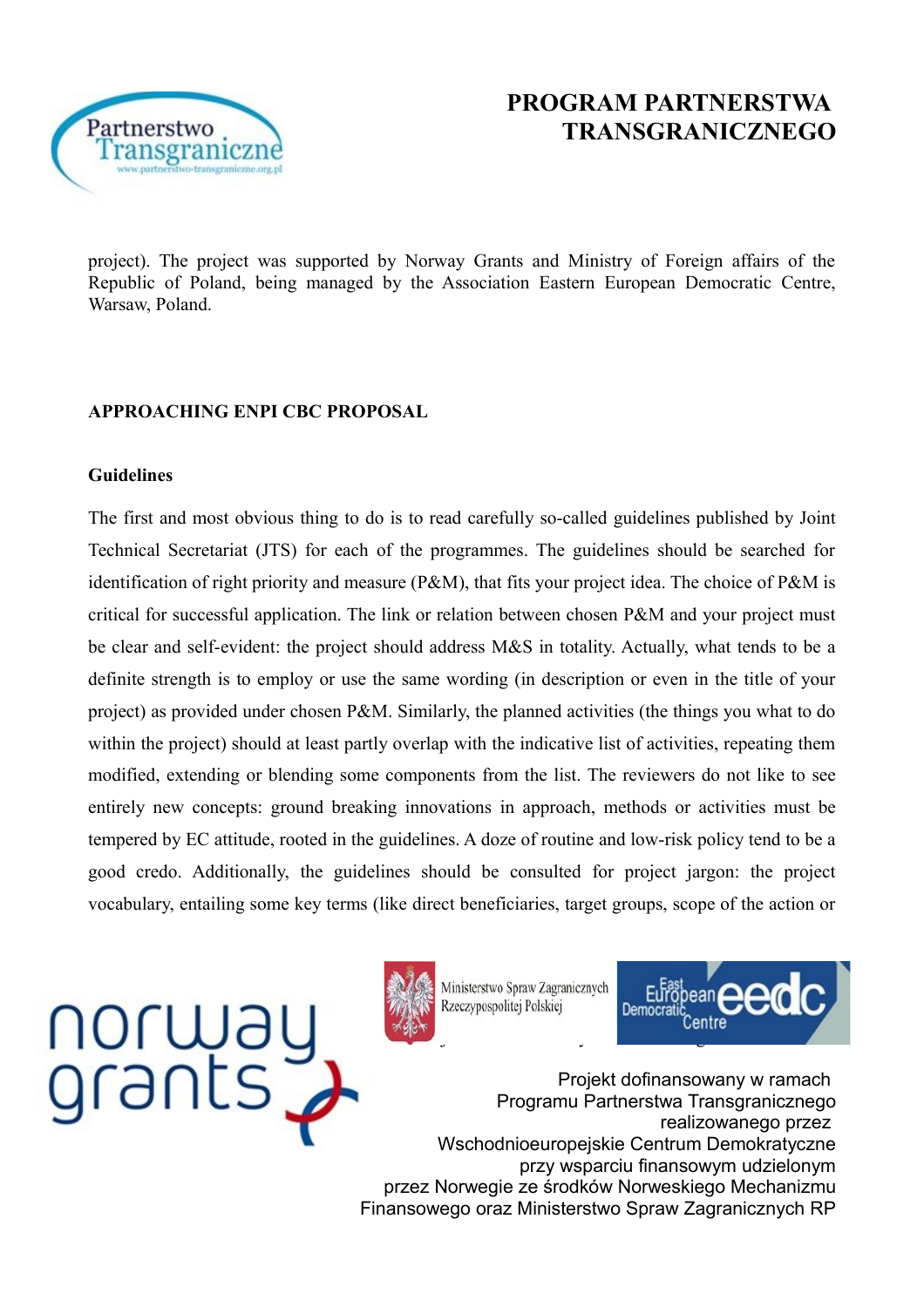project). The project was supported by Norway Grants and Ministry of Foreign affairs of the Republic of Poland, being managed by the Association Eastern European Democratic Centre, Warsaw, Poland.

## APPROACHING ENPI CBC PROPOSAL

### Guidelines

The first and most obvious thing to do is to read carefully so-called guidelines published by Joint Technical Secretariat (JTS) for each of the programmes. The guidelines should be searched for identification of right priority and measure (P&M), that fits your project idea. The choice of P&M is critical for successful application. The link or relation between chosen P&M and your project must be clear and self-evident: the project should address M&S in totality. Actually, what tends to be a definite strength is to employ or use the same wording (in description or even in the title of your project) as provided under chosen P&M. Similarly, the planned activities (the things you what to do within the project) should at least partly overlap with the indicative list of activities, repeating them modified, extending or blending some components from the list. The reviewers do not like to see entirely new concepts: ground breaking innovations in approach, methods or activities must be tempered by EC attitude, rooted in the guidelines. A doze of routine and low-risk policy tend to be a good credo. Additionally, the guidelines should be consulted for project jargon: the project vocabulary, entailing some key terms (like direct beneficiaries, target groups, scope of the action or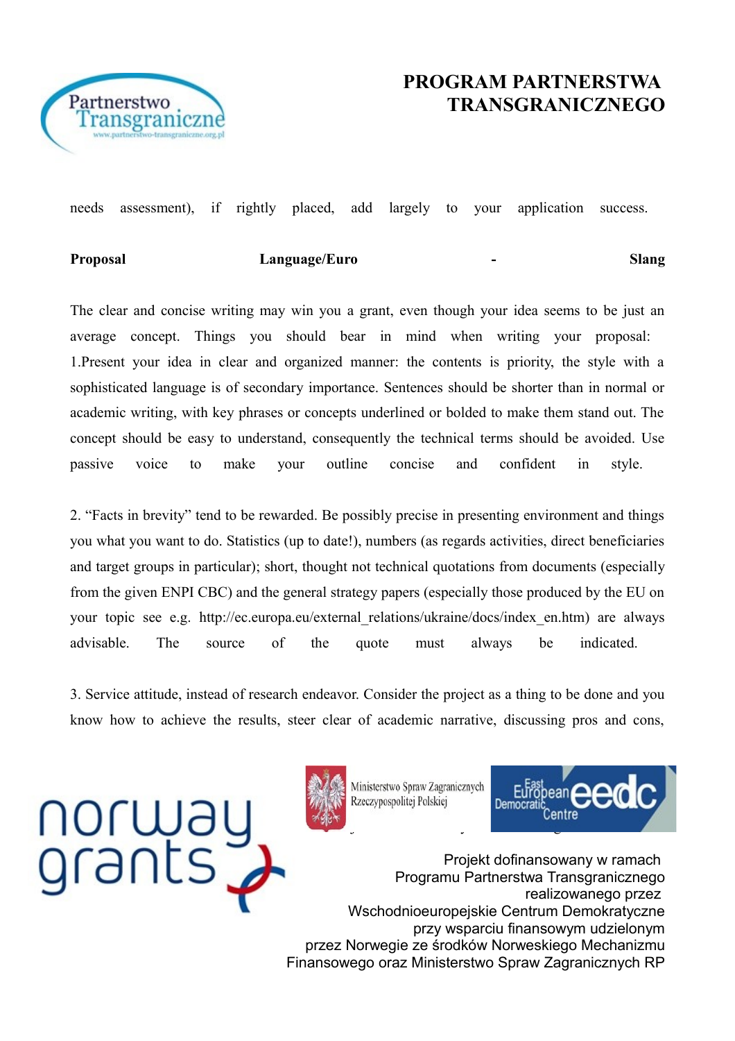needs assessment), if rightly placed, add largely to your application success.

**Proposal Language/Euro - Slang**

The clear and concise writing may win you a grant, even though your idea seems to be just an average concept. Things you should bear in mind when writing your proposal:
1.Present your idea in clear and organized manner: the contents is priority, the style with a sophisticated language is of secondary importance. Sentences should be shorter than in normal or academic writing, with key phrases or concepts underlined or bolded to make them stand out. The concept should be easy to understand, consequently the technical terms should be avoided. Use passive voice to make your outline concise and confident in style.

2. "Facts in brevity" tend to be rewarded. Be possibly precise in presenting environment and things you what you want to do. Statistics (up to date!), numbers (as regards activities, direct beneficiaries and target groups in particular); short, thought not technical quotations from documents (especially from the given ENPI CBC) and the general strategy papers (especially those produced by the EU on your topic see e.g. http://ec.europa.eu/external_relations/ukraine/docs/index_en.htm) are always advisable. The source of the quote must always be indicated.

3. Service attitude, instead of research endeavor. Consider the project as a thing to be done and you know how to achieve the results, steer clear of academic narrative, discussing pros and cons,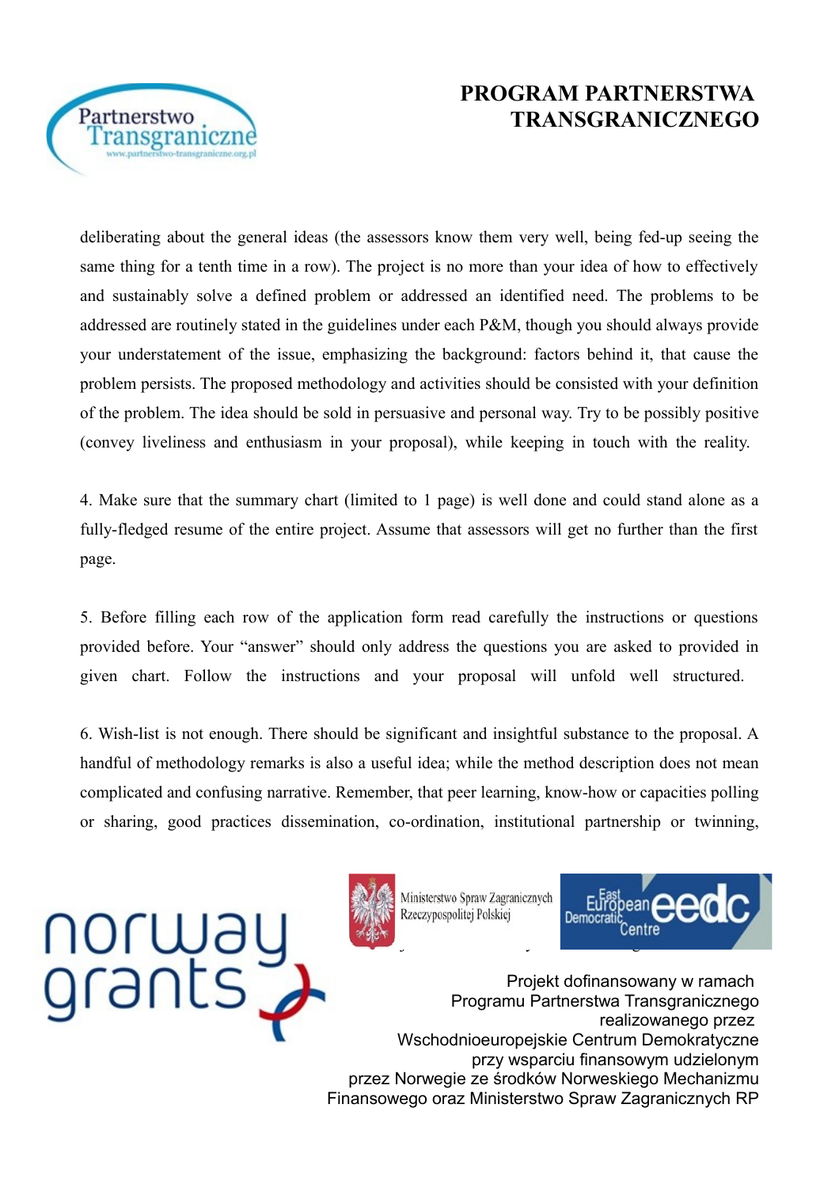deliberating about the general ideas (the assessors know them very well, being fed-up seeing the same thing for a tenth time in a row). The project is no more than your idea of how to effectively and sustainably solve a defined problem or addressed an identified need. The problems to be addressed are routinely stated in the guidelines under each P&M, though you should always provide your understatement of the issue, emphasizing the background: factors behind it, that cause the problem persists. The proposed methodology and activities should be consisted with your definition of the problem. The idea should be sold in persuasive and personal way. Try to be possibly positive (convey liveliness and enthusiasm in your proposal), while keeping in touch with the reality.

4. Make sure that the summary chart (limited to 1 page) is well done and could stand alone as a fully-fledged resume of the entire project. Assume that assessors will get no further than the first page.

5. Before filling each row of the application form read carefully the instructions or questions provided before. Your "answer" should only address the questions you are asked to provided in given chart. Follow the instructions and your proposal will unfold well structured.

6. Wish-list is not enough. There should be significant and insightful substance to the proposal. A handful of methodology remarks is also a useful idea; while the method description does not mean complicated and confusing narrative. Remember, that peer learning, know-how or capacities polling or sharing, good practices dissemination, co-ordination, institutional partnership or twinning,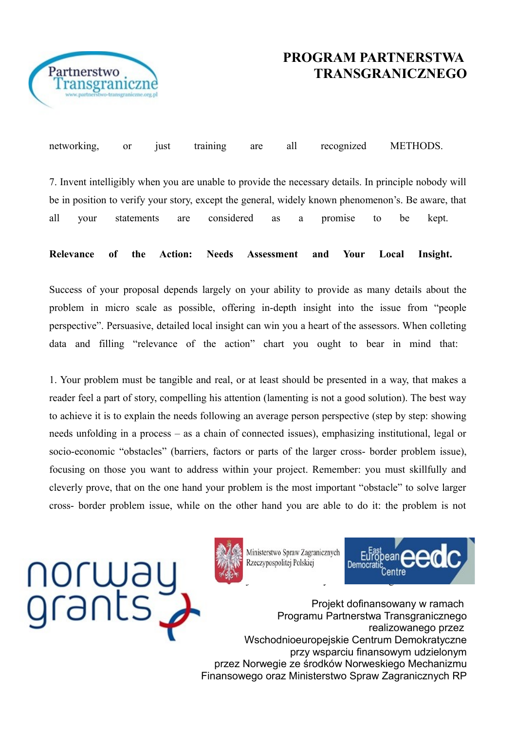networking, or just training are all recognized METHODS.

7. Invent intelligibly when you are unable to provide the necessary details. In principle nobody will be in position to verify your story, except the general, widely known phenomenon's. Be aware, that all your statements are considered as a promise to be kept.

**Relevance of the Action: Needs Assessment and Your Local Insight.**

Success of your proposal depends largely on your ability to provide as many details about the problem in micro scale as possible, offering in-depth insight into the issue from "people perspective". Persuasive, detailed local insight can win you a heart of the assessors. When colleting data and filling "relevance of the action" chart you ought to bear in mind that:

1. Your problem must be tangible and real, or at least should be presented in a way, that makes a reader feel a part of story, compelling his attention (lamenting is not a good solution). The best way to achieve it is to explain the needs following an average person perspective (step by step: showing needs unfolding in a process – as a chain of connected issues), emphasizing institutional, legal or socio-economic "obstacles" (barriers, factors or parts of the larger cross- border problem issue), focusing on those you want to address within your project. Remember: you must skillfully and cleverly prove, that on the one hand your problem is the most important "obstacle" to solve larger cross- border problem issue, while on the other hand you are able to do it: the problem is not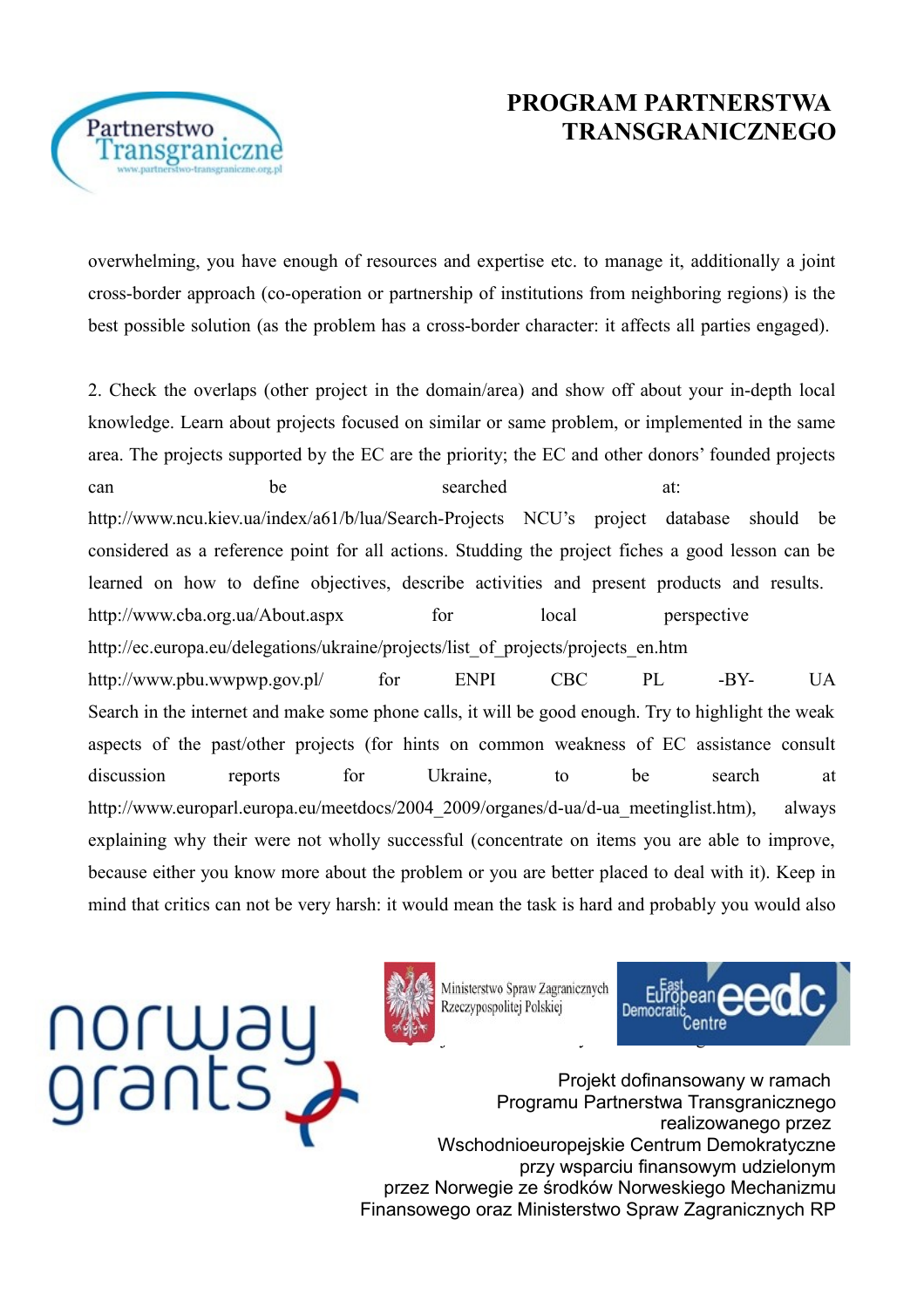overwhelming, you have enough of resources and expertise etc. to manage it, additionally a joint cross-border approach (co-operation or partnership of institutions from neighboring regions) is the best possible solution (as the problem has a cross-border character: it affects all parties engaged).

2. Check the overlaps (other project in the domain/area) and show off about your in-depth local knowledge. Learn about projects focused on similar or same problem, or implemented in the same area. The projects supported by the EC are the priority; the EC and other donors' founded projects can be searched at: http://www.ncu.kiev.ua/index/a61/b/lua/Search-Projects NCU's project database should be considered as a reference point for all actions. Studding the project fiches a good lesson can be learned on how to define objectives, describe activities and present products and results. http://www.cba.org.ua/About.aspx for local perspective http://ec.europa.eu/delegations/ukraine/projects/list_of_projects/projects_en.htm http://www.pbu.wwpwp.gov.pl/ for ENPI CBC PL -BY- UA Search in the internet and make some phone calls, it will be good enough. Try to highlight the weak aspects of the past/other projects (for hints on common weakness of EC assistance consult discussion reports for Ukraine, to be search at http://www.europarl.europa.eu/meetdocs/2004_2009/organes/d-ua/d-ua_meetinglist.htm), always explaining why their were not wholly successful (concentrate on items you are able to improve, because either you know more about the problem or you are better placed to deal with it). Keep in mind that critics can not be very harsh: it would mean the task is hard and probably you would also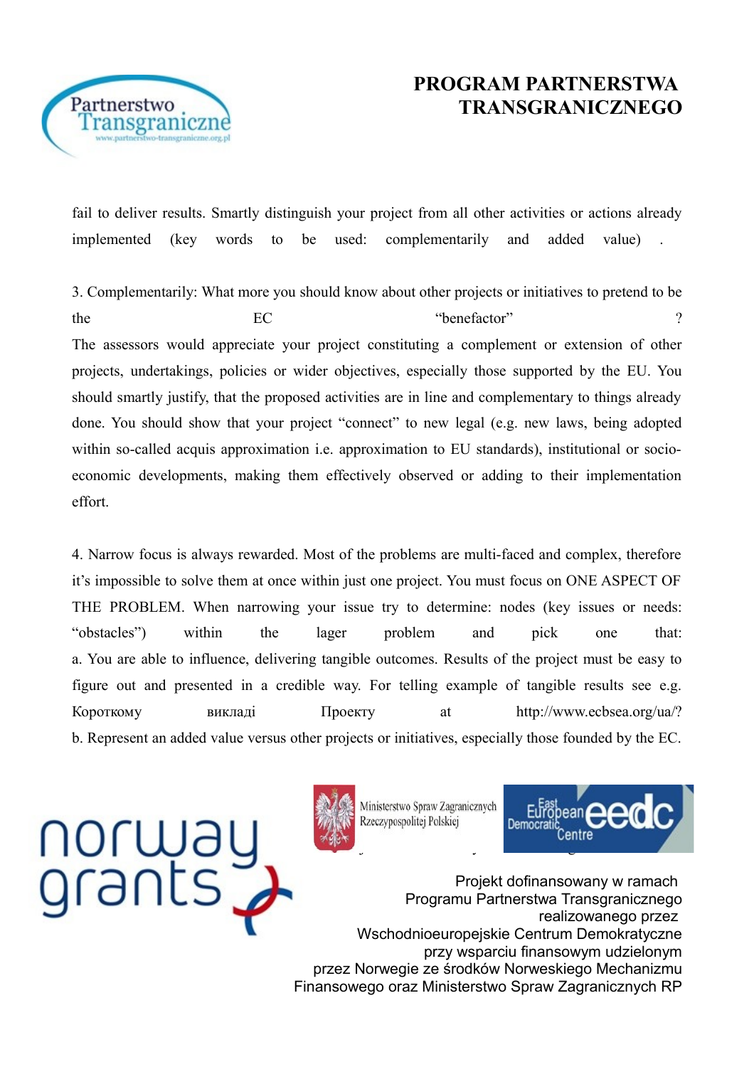fail to deliver results. Smartly distinguish your project from all other activities or actions already implemented (key words to be used: complementarily and added value) .

3. Complementarily: What more you should know about other projects or initiatives to pretend to be the EC "benefactor" ?
The assessors would appreciate your project constituting a complement or extension of other projects, undertakings, policies or wider objectives, especially those supported by the EU. You should smartly justify, that the proposed activities are in line and complementary to things already done. You should show that your project "connect" to new legal (e.g. new laws, being adopted within so-called acquis approximation i.e. approximation to EU standards), institutional or socio-economic developments, making them effectively observed or adding to their implementation effort.

4. Narrow focus is always rewarded. Most of the problems are multi-faced and complex, therefore it's impossible to solve them at once within just one project. You must focus on ONE ASPECT OF THE PROBLEM. When narrowing your issue try to determine: nodes (key issues or needs: "obstacles") within the lager problem and pick one that:
a. You are able to influence, delivering tangible outcomes. Results of the project must be easy to figure out and presented in a credible way. For telling example of tangible results see e.g. Короткому викладі Проекту at http://www.ecbsea.org/ua/?
b. Represent an added value versus other projects or initiatives, especially those founded by the EC.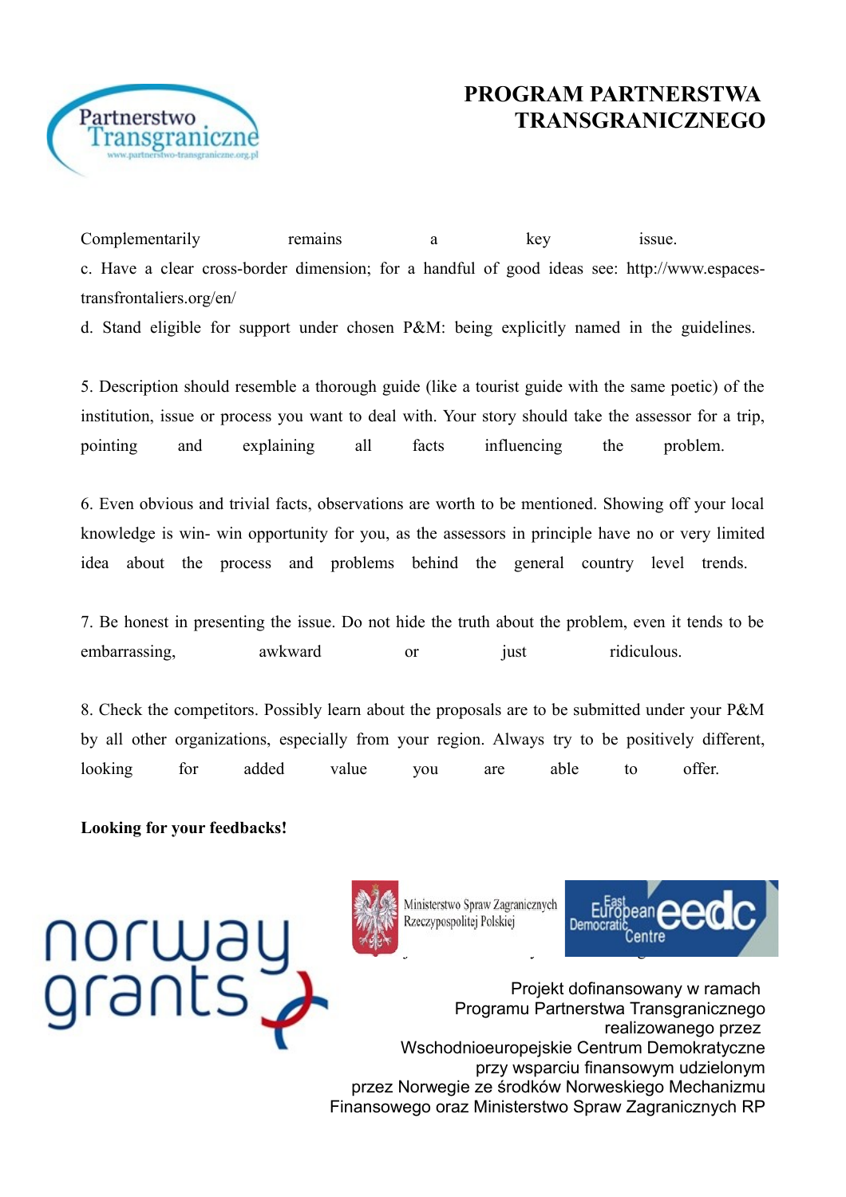Complementarily remains a key issue.

c. Have a clear cross-border dimension; for a handful of good ideas see: http://www.espaces-transfrontaliers.org/en/

d. Stand eligible for support under chosen P&M: being explicitly named in the guidelines.

5. Description should resemble a thorough guide (like a tourist guide with the same poetic) of the institution, issue or process you want to deal with. Your story should take the assessor for a trip, pointing and explaining all facts influencing the problem.

6. Even obvious and trivial facts, observations are worth to be mentioned. Showing off your local knowledge is win- win opportunity for you, as the assessors in principle have no or very limited idea about the process and problems behind the general country level trends.

7. Be honest in presenting the issue. Do not hide the truth about the problem, even it tends to be embarrassing, awkward or just ridiculous.

8. Check the competitors. Possibly learn about the proposals are to be submitted under your P&M by all other organizations, especially from your region. Always try to be positively different, looking for added value you are able to offer.

**Looking for your feedbacks!**

Projekt dofinansowany w ramach Programu Partnerstwa Transgranicznego realizowanego przez Wschodnioeuropejskie Centrum Demokratyczne przy wsparciu finansowym udzielonym przez Norwegie ze środków Norweskiego Mechanizmu Finansowego oraz Ministerstwo Spraw Zagranicznych RP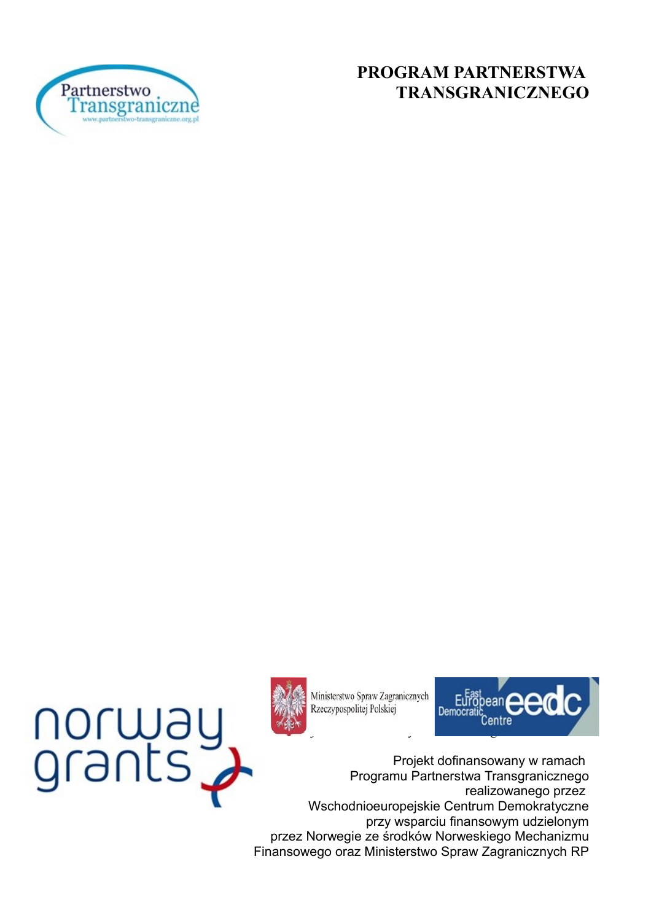**PROGRAM PARTNERSTWA TRANSGRANICZNEGO**

Projekt dofinansowany w ramach Programu Partnerstwa Transgranicznego realizowanego przez Wschodnioeuropejskie Centrum Demokratyczne przy wsparciu finansowym udzielonym przez Norwegie ze środków Norweskiego Mechanizmu Finansowego oraz Ministerstwo Spraw Zagranicznych RP